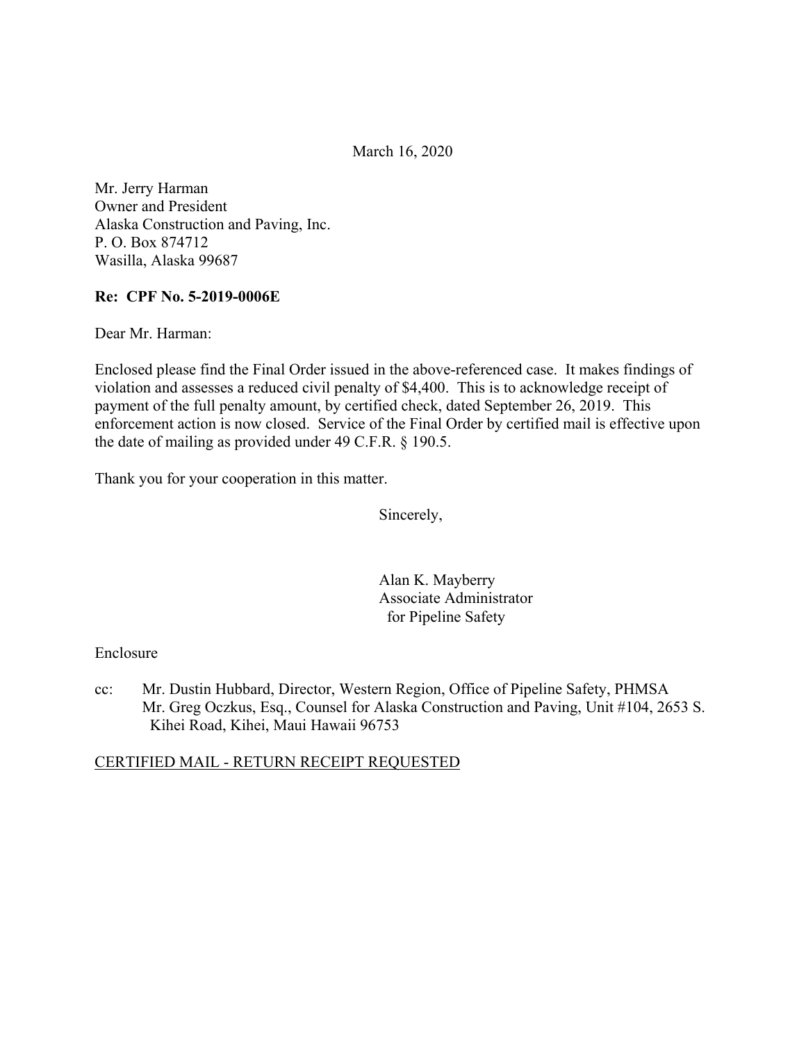March 16, 2020

Mr. Jerry Harman
Owner and President
Alaska Construction and Paving, Inc.
P. O. Box 874712
Wasilla, Alaska 99687

**Re: CPF No. 5-2019-0006E**

Dear Mr. Harman:

Enclosed please find the Final Order issued in the above-referenced case. It makes findings of violation and assesses a reduced civil penalty of $4,400. This is to acknowledge receipt of payment of the full penalty amount, by certified check, dated September 26, 2019. This enforcement action is now closed. Service of the Final Order by certified mail is effective upon the date of mailing as provided under 49 C.F.R. § 190.5.

Thank you for your cooperation in this matter.

Sincerely,

Alan K. Mayberry
Associate Administrator
for Pipeline Safety

Enclosure

cc: Mr. Dustin Hubbard, Director, Western Region, Office of Pipeline Safety, PHMSA
Mr. Greg Oczkus, Esq., Counsel for Alaska Construction and Paving, Unit #104, 2653 S. Kihei Road, Kihei, Maui Hawaii 96753

<u>CERTIFIED MAIL - RETURN RECEIPT REQUESTED</u>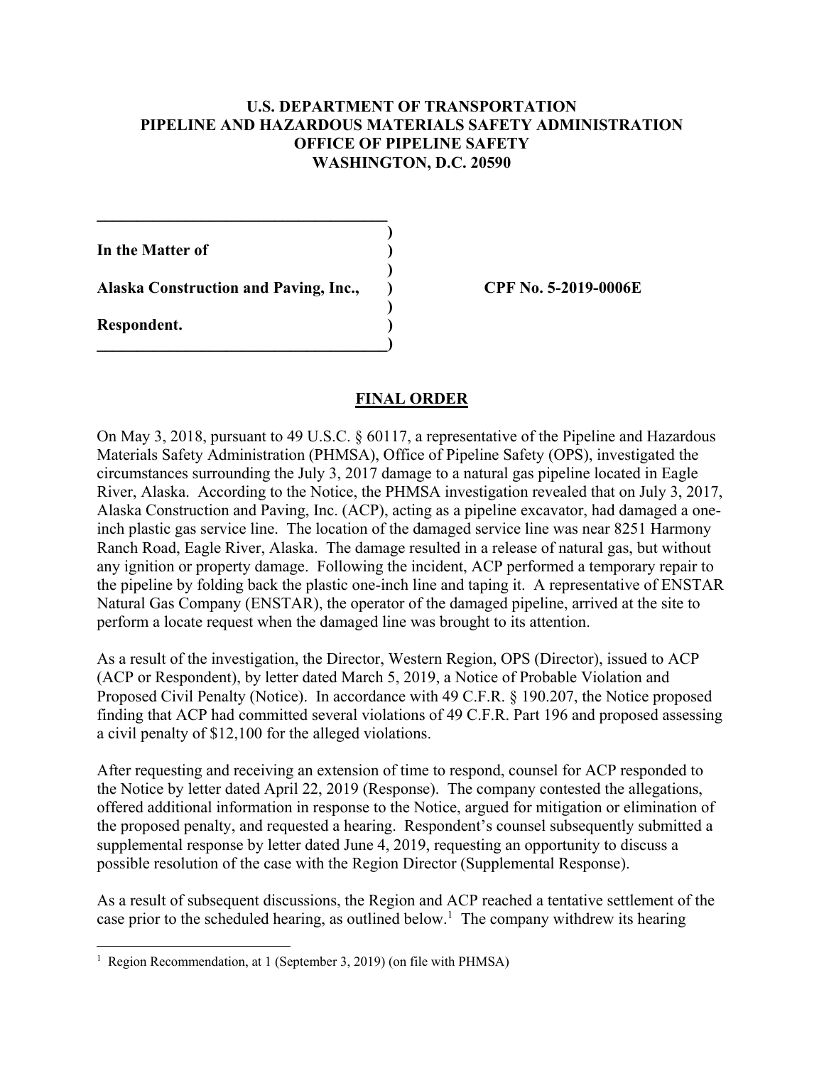**U.S. DEPARTMENT OF TRANSPORTATION**
**PIPELINE AND HAZARDOUS MATERIALS SAFETY ADMINISTRATION**
**OFFICE OF PIPELINE SAFETY**
**WASHINGTON, D.C. 20590**

| | |
|---|---|
| **In the Matter of** | |
| **Alaska Construction and Paving, Inc.,** | **CPF No. 5-2019-0006E** |
| **Respondent.** | |

## FINAL ORDER

On May 3, 2018, pursuant to 49 U.S.C. § 60117, a representative of the Pipeline and Hazardous Materials Safety Administration (PHMSA), Office of Pipeline Safety (OPS), investigated the circumstances surrounding the July 3, 2017 damage to a natural gas pipeline located in Eagle River, Alaska. According to the Notice, the PHMSA investigation revealed that on July 3, 2017, Alaska Construction and Paving, Inc. (ACP), acting as a pipeline excavator, had damaged a one-inch plastic gas service line. The location of the damaged service line was near 8251 Harmony Ranch Road, Eagle River, Alaska. The damage resulted in a release of natural gas, but without any ignition or property damage. Following the incident, ACP performed a temporary repair to the pipeline by folding back the plastic one-inch line and taping it. A representative of ENSTAR Natural Gas Company (ENSTAR), the operator of the damaged pipeline, arrived at the site to perform a locate request when the damaged line was brought to its attention.

As a result of the investigation, the Director, Western Region, OPS (Director), issued to ACP (ACP or Respondent), by letter dated March 5, 2019, a Notice of Probable Violation and Proposed Civil Penalty (Notice). In accordance with 49 C.F.R. § 190.207, the Notice proposed finding that ACP had committed several violations of 49 C.F.R. Part 196 and proposed assessing a civil penalty of $12,100 for the alleged violations.

After requesting and receiving an extension of time to respond, counsel for ACP responded to the Notice by letter dated April 22, 2019 (Response). The company contested the allegations, offered additional information in response to the Notice, argued for mitigation or elimination of the proposed penalty, and requested a hearing. Respondent's counsel subsequently submitted a supplemental response by letter dated June 4, 2019, requesting an opportunity to discuss a possible resolution of the case with the Region Director (Supplemental Response).

As a result of subsequent discussions, the Region and ACP reached a tentative settlement of the case prior to the scheduled hearing, as outlined below.[1] The company withdrew its hearing

[1] Region Recommendation, at 1 (September 3, 2019) (on file with PHMSA)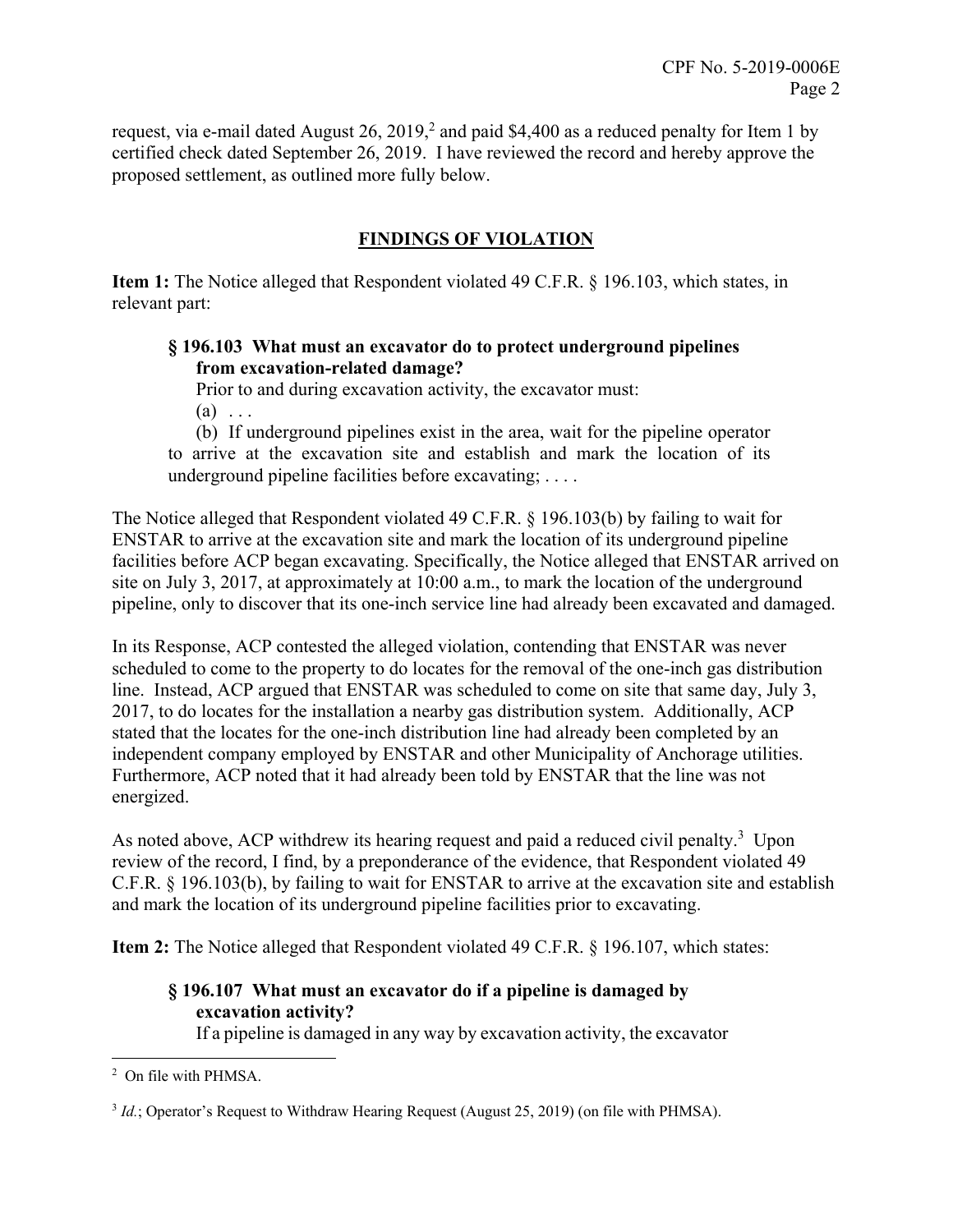request, via e-mail dated August 26, 2019,[2] and paid $4,400 as a reduced penalty for Item 1 by certified check dated September 26, 2019. I have reviewed the record and hereby approve the proposed settlement, as outlined more fully below.

## FINDINGS OF VIOLATION

**Item 1:** The Notice alleged that Respondent violated 49 C.F.R. § 196.103, which states, in relevant part:

> **§ 196.103 What must an excavator do to protect underground pipelines from excavation-related damage?**
>
> Prior to and during excavation activity, the excavator must:
>
> (a) . . .
>
> (b) If underground pipelines exist in the area, wait for the pipeline operator to arrive at the excavation site and establish and mark the location of its underground pipeline facilities before excavating; . . . .

The Notice alleged that Respondent violated 49 C.F.R. § 196.103(b) by failing to wait for ENSTAR to arrive at the excavation site and mark the location of its underground pipeline facilities before ACP began excavating. Specifically, the Notice alleged that ENSTAR arrived on site on July 3, 2017, at approximately at 10:00 a.m., to mark the location of the underground pipeline, only to discover that its one-inch service line had already been excavated and damaged.

In its Response, ACP contested the alleged violation, contending that ENSTAR was never scheduled to come to the property to do locates for the removal of the one-inch gas distribution line. Instead, ACP argued that ENSTAR was scheduled to come on site that same day, July 3, 2017, to do locates for the installation a nearby gas distribution system. Additionally, ACP stated that the locates for the one-inch distribution line had already been completed by an independent company employed by ENSTAR and other Municipality of Anchorage utilities. Furthermore, ACP noted that it had already been told by ENSTAR that the line was not energized.

As noted above, ACP withdrew its hearing request and paid a reduced civil penalty.[3] Upon review of the record, I find, by a preponderance of the evidence, that Respondent violated 49 C.F.R. § 196.103(b), by failing to wait for ENSTAR to arrive at the excavation site and establish and mark the location of its underground pipeline facilities prior to excavating.

**Item 2:** The Notice alleged that Respondent violated 49 C.F.R. § 196.107, which states:

> **§ 196.107 What must an excavator do if a pipeline is damaged by excavation activity?**
>
> If a pipeline is damaged in any way by excavation activity, the excavator

---

[2] On file with PHMSA.

[3] *Id.*; Operator's Request to Withdraw Hearing Request (August 25, 2019) (on file with PHMSA).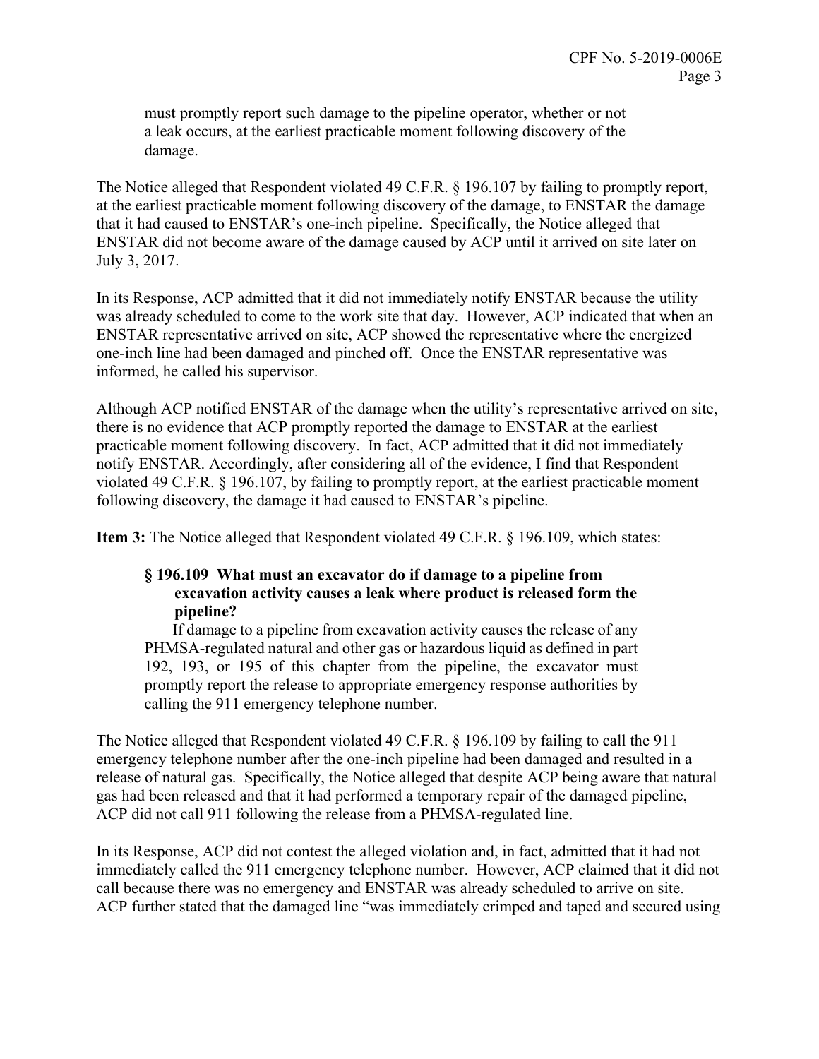must promptly report such damage to the pipeline operator, whether or not a leak occurs, at the earliest practicable moment following discovery of the damage.

The Notice alleged that Respondent violated 49 C.F.R. § 196.107 by failing to promptly report, at the earliest practicable moment following discovery of the damage, to ENSTAR the damage that it had caused to ENSTAR's one-inch pipeline. Specifically, the Notice alleged that ENSTAR did not become aware of the damage caused by ACP until it arrived on site later on July 3, 2017.

In its Response, ACP admitted that it did not immediately notify ENSTAR because the utility was already scheduled to come to the work site that day. However, ACP indicated that when an ENSTAR representative arrived on site, ACP showed the representative where the energized one-inch line had been damaged and pinched off. Once the ENSTAR representative was informed, he called his supervisor.

Although ACP notified ENSTAR of the damage when the utility's representative arrived on site, there is no evidence that ACP promptly reported the damage to ENSTAR at the earliest practicable moment following discovery. In fact, ACP admitted that it did not immediately notify ENSTAR. Accordingly, after considering all of the evidence, I find that Respondent violated 49 C.F.R. § 196.107, by failing to promptly report, at the earliest practicable moment following discovery, the damage it had caused to ENSTAR's pipeline.

**Item 3:** The Notice alleged that Respondent violated 49 C.F.R. § 196.109, which states:

> **§ 196.109 What must an excavator do if damage to a pipeline from excavation activity causes a leak where product is released form the pipeline?**
>
> If damage to a pipeline from excavation activity causes the release of any PHMSA-regulated natural and other gas or hazardous liquid as defined in part 192, 193, or 195 of this chapter from the pipeline, the excavator must promptly report the release to appropriate emergency response authorities by calling the 911 emergency telephone number.

The Notice alleged that Respondent violated 49 C.F.R. § 196.109 by failing to call the 911 emergency telephone number after the one-inch pipeline had been damaged and resulted in a release of natural gas. Specifically, the Notice alleged that despite ACP being aware that natural gas had been released and that it had performed a temporary repair of the damaged pipeline, ACP did not call 911 following the release from a PHMSA-regulated line.

In its Response, ACP did not contest the alleged violation and, in fact, admitted that it had not immediately called the 911 emergency telephone number. However, ACP claimed that it did not call because there was no emergency and ENSTAR was already scheduled to arrive on site. ACP further stated that the damaged line "was immediately crimped and taped and secured using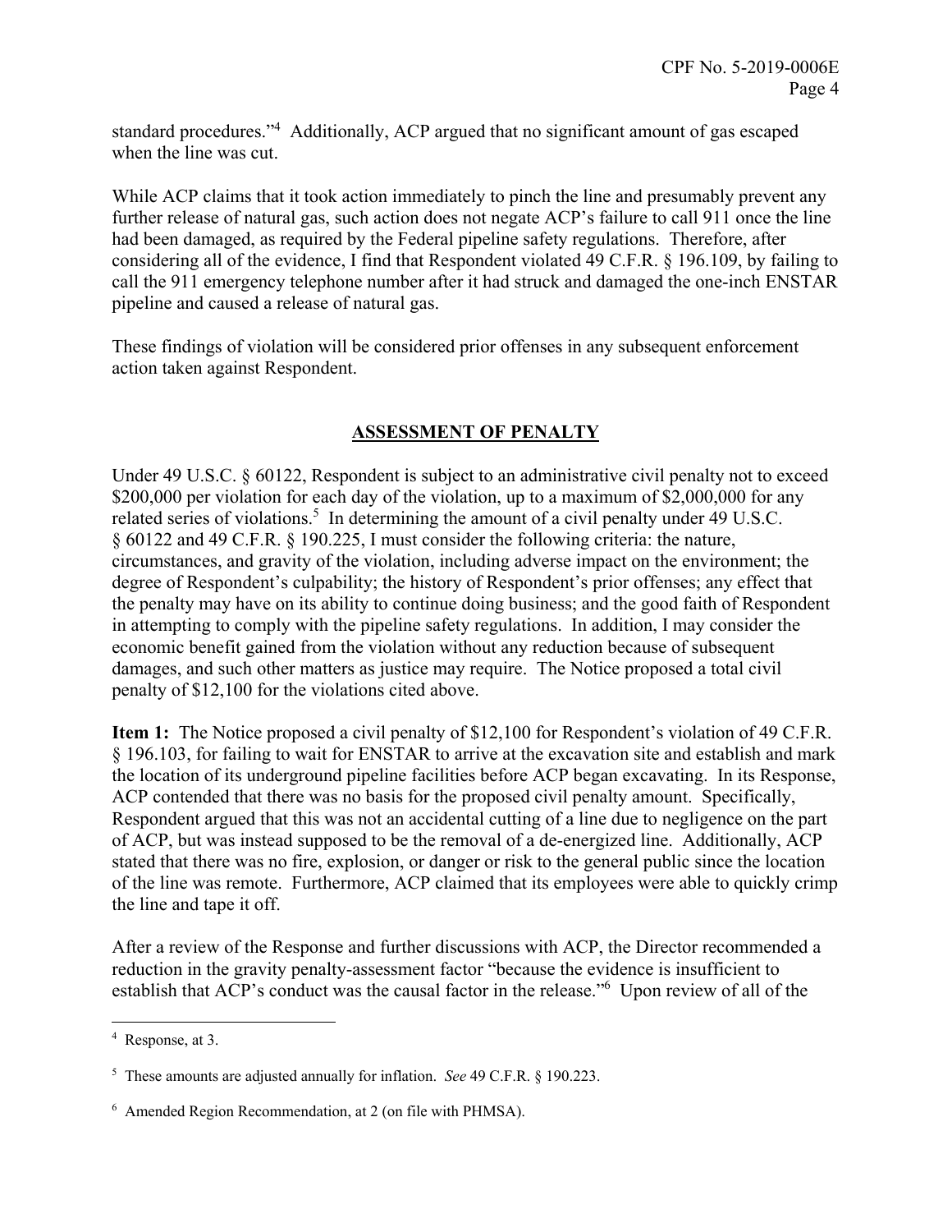standard procedures."[4] Additionally, ACP argued that no significant amount of gas escaped when the line was cut.

While ACP claims that it took action immediately to pinch the line and presumably prevent any further release of natural gas, such action does not negate ACP's failure to call 911 once the line had been damaged, as required by the Federal pipeline safety regulations. Therefore, after considering all of the evidence, I find that Respondent violated 49 C.F.R. § 196.109, by failing to call the 911 emergency telephone number after it had struck and damaged the one-inch ENSTAR pipeline and caused a release of natural gas.

These findings of violation will be considered prior offenses in any subsequent enforcement action taken against Respondent.

## ASSESSMENT OF PENALTY

Under 49 U.S.C. § 60122, Respondent is subject to an administrative civil penalty not to exceed \$200,000 per violation for each day of the violation, up to a maximum of \$2,000,000 for any related series of violations.[5] In determining the amount of a civil penalty under 49 U.S.C. § 60122 and 49 C.F.R. § 190.225, I must consider the following criteria: the nature, circumstances, and gravity of the violation, including adverse impact on the environment; the degree of Respondent's culpability; the history of Respondent's prior offenses; any effect that the penalty may have on its ability to continue doing business; and the good faith of Respondent in attempting to comply with the pipeline safety regulations. In addition, I may consider the economic benefit gained from the violation without any reduction because of subsequent damages, and such other matters as justice may require. The Notice proposed a total civil penalty of \$12,100 for the violations cited above.

**Item 1:** The Notice proposed a civil penalty of \$12,100 for Respondent's violation of 49 C.F.R. § 196.103, for failing to wait for ENSTAR to arrive at the excavation site and establish and mark the location of its underground pipeline facilities before ACP began excavating. In its Response, ACP contended that there was no basis for the proposed civil penalty amount. Specifically, Respondent argued that this was not an accidental cutting of a line due to negligence on the part of ACP, but was instead supposed to be the removal of a de-energized line. Additionally, ACP stated that there was no fire, explosion, or danger or risk to the general public since the location of the line was remote. Furthermore, ACP claimed that its employees were able to quickly crimp the line and tape it off.

After a review of the Response and further discussions with ACP, the Director recommended a reduction in the gravity penalty-assessment factor "because the evidence is insufficient to establish that ACP's conduct was the causal factor in the release."[6] Upon review of all of the

---

[4] Response, at 3.

[5] These amounts are adjusted annually for inflation. *See* 49 C.F.R. § 190.223.

[6] Amended Region Recommendation, at 2 (on file with PHMSA).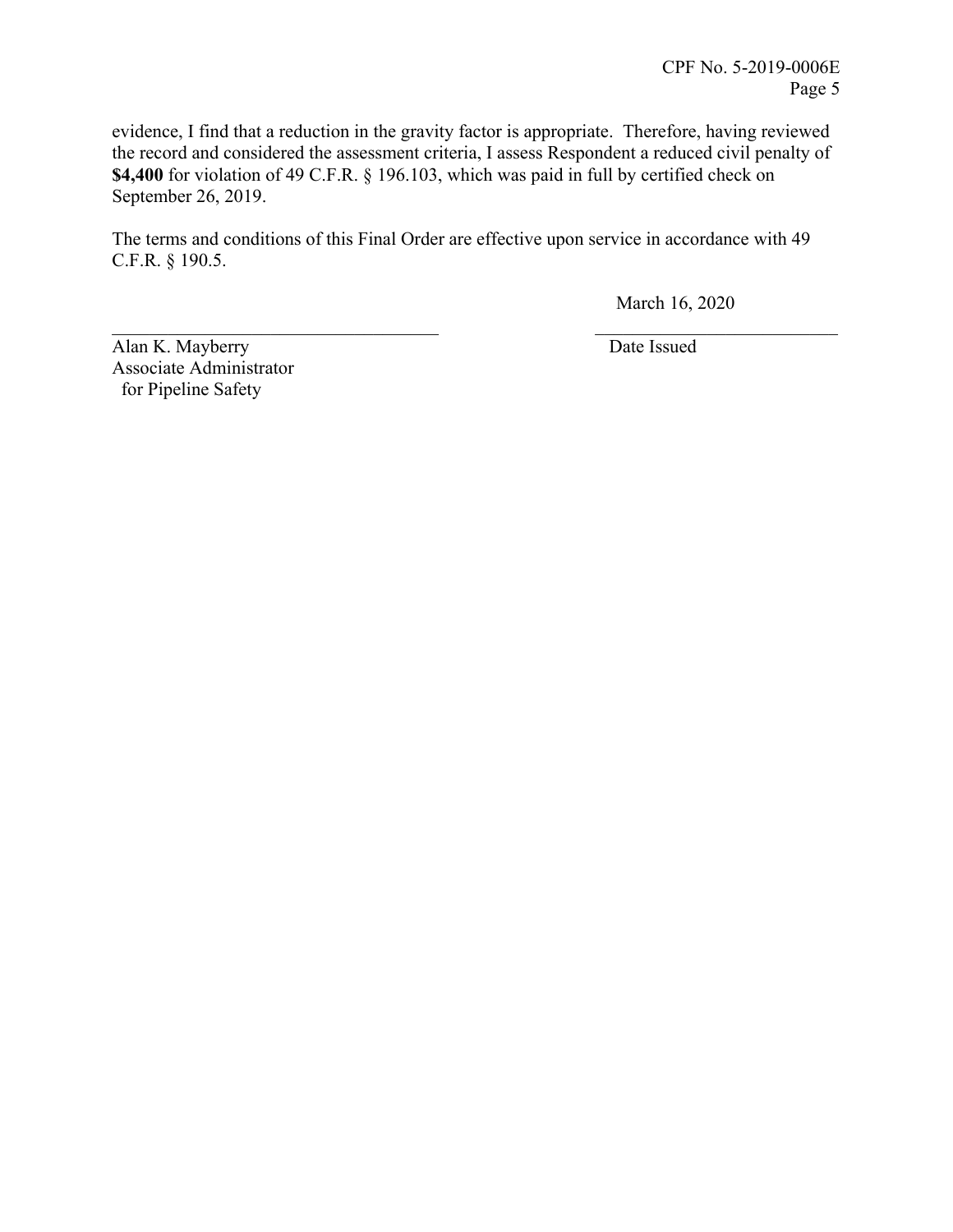evidence, I find that a reduction in the gravity factor is appropriate. Therefore, having reviewed the record and considered the assessment criteria, I assess Respondent a reduced civil penalty of **$4,400** for violation of 49 C.F.R. § 196.103, which was paid in full by certified check on September 26, 2019.

The terms and conditions of this Final Order are effective upon service in accordance with 49 C.F.R. § 190.5.

March 16, 2020

\_\_\_\_\_\_\_\_\_\_\_\_\_\_\_\_\_\_\_\_\_\_\_\_\_\_\_\_\_\_\_\_\_\_ \_\_\_\_\_\_\_\_\_\_\_\_\_\_\_\_\_\_\_\_\_\_\_\_\_

Alan K. Mayberry
Associate Administrator
for Pipeline Safety

Date Issued